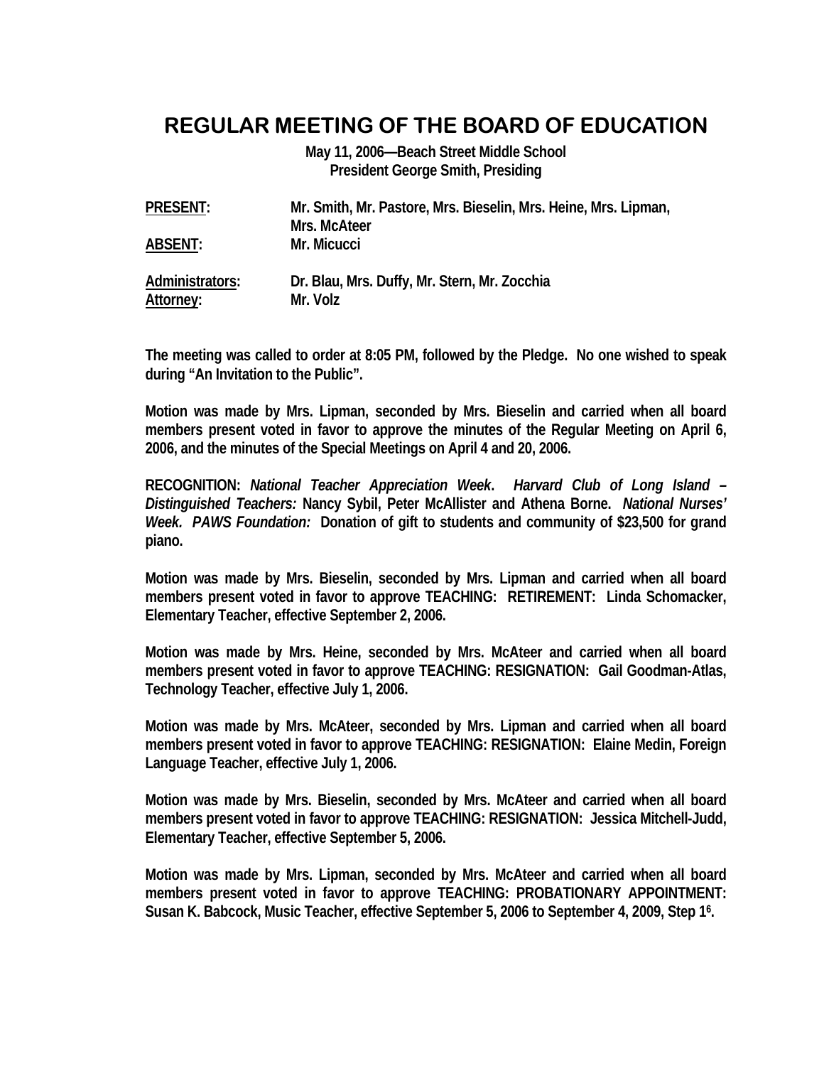# REGULAR MEETING OF THE BOARD OF EDUCATION

**May 11, 2006—Beach Street Middle School**
**President George Smith, Presiding**

| | |
|---|---|
| **PRESENT:** | **Mr. Smith, Mr. Pastore, Mrs. Bieselin, Mrs. Heine, Mrs. Lipman, Mrs. McAteer** |
| **ABSENT:** | **Mr. Micucci** |
| **Administrators:** | **Dr. Blau, Mrs. Duffy, Mr. Stern, Mr. Zocchia** |
| **Attorney:** | **Mr. Volz** |

**The meeting was called to order at 8:05 PM, followed by the Pledge. No one wished to speak during "An Invitation to the Public".**

**Motion was made by Mrs. Lipman, seconded by Mrs. Bieselin and carried when all board members present voted in favor to approve the minutes of the Regular Meeting on April 6, 2006, and the minutes of the Special Meetings on April 4 and 20, 2006.**

**RECOGNITION:** ***National Teacher Appreciation Week***. ***Harvard Club of Long Island – Distinguished Teachers:*** **Nancy Sybil, Peter McAllister and Athena Borne.** ***National Nurses' Week. PAWS Foundation:*** **Donation of gift to students and community of $23,500 for grand piano.**

**Motion was made by Mrs. Bieselin, seconded by Mrs. Lipman and carried when all board members present voted in favor to approve TEACHING: RETIREMENT: Linda Schomacker, Elementary Teacher, effective September 2, 2006.**

**Motion was made by Mrs. Heine, seconded by Mrs. McAteer and carried when all board members present voted in favor to approve TEACHING: RESIGNATION: Gail Goodman-Atlas, Technology Teacher, effective July 1, 2006.**

**Motion was made by Mrs. McAteer, seconded by Mrs. Lipman and carried when all board members present voted in favor to approve TEACHING: RESIGNATION: Elaine Medin, Foreign Language Teacher, effective July 1, 2006.**

**Motion was made by Mrs. Bieselin, seconded by Mrs. McAteer and carried when all board members present voted in favor to approve TEACHING: RESIGNATION: Jessica Mitchell-Judd, Elementary Teacher, effective September 5, 2006.**

**Motion was made by Mrs. Lipman, seconded by Mrs. McAteer and carried when all board members present voted in favor to approve TEACHING: PROBATIONARY APPOINTMENT: Susan K. Babcock, Music Teacher, effective September 5, 2006 to September 4, 2009, Step 1[6].**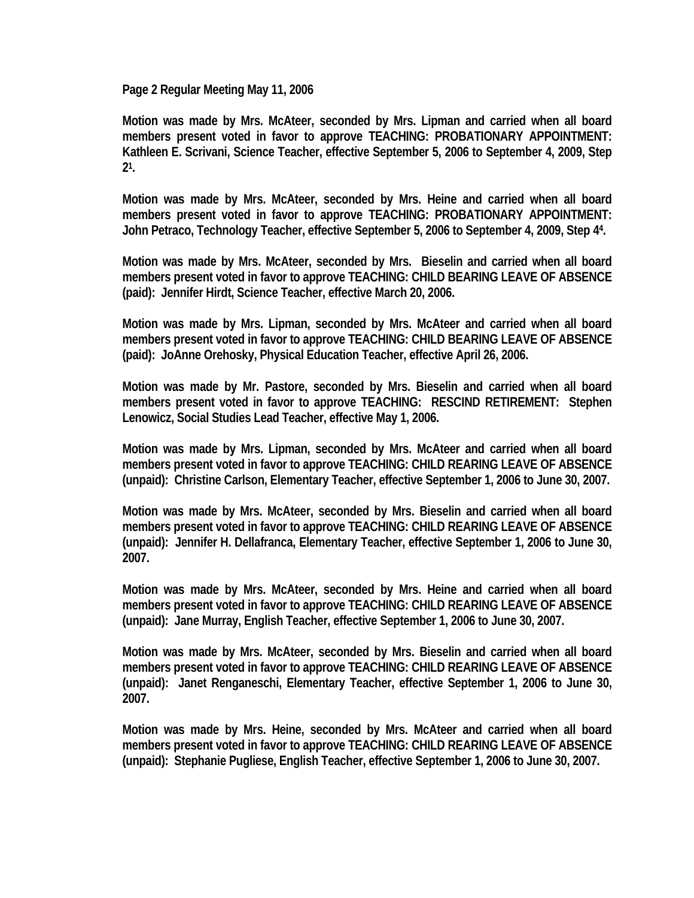**Motion was made by Mrs. McAteer, seconded by Mrs. Lipman and carried when all board members present voted in favor to approve TEACHING: PROBATIONARY APPOINTMENT: Kathleen E. Scrivani, Science Teacher, effective September 5, 2006 to September 4, 2009, Step 2[1].**

**Motion was made by Mrs. McAteer, seconded by Mrs. Heine and carried when all board members present voted in favor to approve TEACHING: PROBATIONARY APPOINTMENT: John Petraco, Technology Teacher, effective September 5, 2006 to September 4, 2009, Step 4[4].**

**Motion was made by Mrs. McAteer, seconded by Mrs. Bieselin and carried when all board members present voted in favor to approve TEACHING: CHILD BEARING LEAVE OF ABSENCE (paid): Jennifer Hirdt, Science Teacher, effective March 20, 2006.**

**Motion was made by Mrs. Lipman, seconded by Mrs. McAteer and carried when all board members present voted in favor to approve TEACHING: CHILD BEARING LEAVE OF ABSENCE (paid): JoAnne Orehosky, Physical Education Teacher, effective April 26, 2006.**

**Motion was made by Mr. Pastore, seconded by Mrs. Bieselin and carried when all board members present voted in favor to approve TEACHING: RESCIND RETIREMENT: Stephen Lenowicz, Social Studies Lead Teacher, effective May 1, 2006.**

**Motion was made by Mrs. Lipman, seconded by Mrs. McAteer and carried when all board members present voted in favor to approve TEACHING: CHILD REARING LEAVE OF ABSENCE (unpaid): Christine Carlson, Elementary Teacher, effective September 1, 2006 to June 30, 2007.**

**Motion was made by Mrs. McAteer, seconded by Mrs. Bieselin and carried when all board members present voted in favor to approve TEACHING: CHILD REARING LEAVE OF ABSENCE (unpaid): Jennifer H. Dellafranca, Elementary Teacher, effective September 1, 2006 to June 30, 2007.**

**Motion was made by Mrs. McAteer, seconded by Mrs. Heine and carried when all board members present voted in favor to approve TEACHING: CHILD REARING LEAVE OF ABSENCE (unpaid): Jane Murray, English Teacher, effective September 1, 2006 to June 30, 2007.**

**Motion was made by Mrs. McAteer, seconded by Mrs. Bieselin and carried when all board members present voted in favor to approve TEACHING: CHILD REARING LEAVE OF ABSENCE (unpaid): Janet Renganeschi, Elementary Teacher, effective September 1, 2006 to June 30, 2007.**

**Motion was made by Mrs. Heine, seconded by Mrs. McAteer and carried when all board members present voted in favor to approve TEACHING: CHILD REARING LEAVE OF ABSENCE (unpaid): Stephanie Pugliese, English Teacher, effective September 1, 2006 to June 30, 2007.**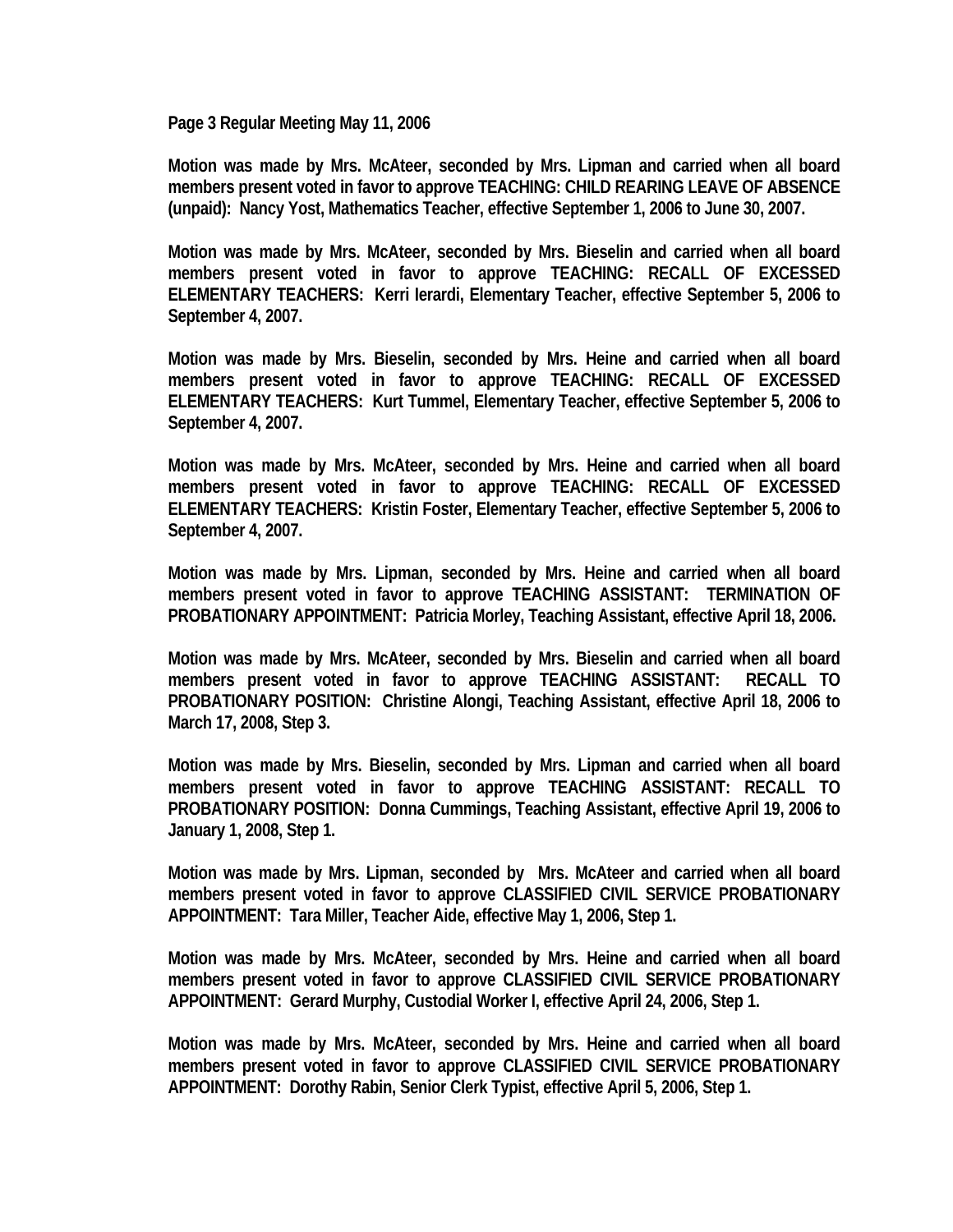**Page 3 Regular Meeting May 11, 2006**

**Motion was made by Mrs. McAteer, seconded by Mrs. Lipman and carried when all board members present voted in favor to approve TEACHING: CHILD REARING LEAVE OF ABSENCE (unpaid): Nancy Yost, Mathematics Teacher, effective September 1, 2006 to June 30, 2007.**

**Motion was made by Mrs. McAteer, seconded by Mrs. Bieselin and carried when all board members present voted in favor to approve TEACHING: RECALL OF EXCESSED ELEMENTARY TEACHERS: Kerri Ierardi, Elementary Teacher, effective September 5, 2006 to September 4, 2007.**

**Motion was made by Mrs. Bieselin, seconded by Mrs. Heine and carried when all board members present voted in favor to approve TEACHING: RECALL OF EXCESSED ELEMENTARY TEACHERS: Kurt Tummel, Elementary Teacher, effective September 5, 2006 to September 4, 2007.**

**Motion was made by Mrs. McAteer, seconded by Mrs. Heine and carried when all board members present voted in favor to approve TEACHING: RECALL OF EXCESSED ELEMENTARY TEACHERS: Kristin Foster, Elementary Teacher, effective September 5, 2006 to September 4, 2007.**

**Motion was made by Mrs. Lipman, seconded by Mrs. Heine and carried when all board members present voted in favor to approve TEACHING ASSISTANT: TERMINATION OF PROBATIONARY APPOINTMENT: Patricia Morley, Teaching Assistant, effective April 18, 2006.**

**Motion was made by Mrs. McAteer, seconded by Mrs. Bieselin and carried when all board members present voted in favor to approve TEACHING ASSISTANT: RECALL TO PROBATIONARY POSITION: Christine Alongi, Teaching Assistant, effective April 18, 2006 to March 17, 2008, Step 3.**

**Motion was made by Mrs. Bieselin, seconded by Mrs. Lipman and carried when all board members present voted in favor to approve TEACHING ASSISTANT: RECALL TO PROBATIONARY POSITION: Donna Cummings, Teaching Assistant, effective April 19, 2006 to January 1, 2008, Step 1.**

**Motion was made by Mrs. Lipman, seconded by Mrs. McAteer and carried when all board members present voted in favor to approve CLASSIFIED CIVIL SERVICE PROBATIONARY APPOINTMENT: Tara Miller, Teacher Aide, effective May 1, 2006, Step 1.**

**Motion was made by Mrs. McAteer, seconded by Mrs. Heine and carried when all board members present voted in favor to approve CLASSIFIED CIVIL SERVICE PROBATIONARY APPOINTMENT: Gerard Murphy, Custodial Worker I, effective April 24, 2006, Step 1.**

**Motion was made by Mrs. McAteer, seconded by Mrs. Heine and carried when all board members present voted in favor to approve CLASSIFIED CIVIL SERVICE PROBATIONARY APPOINTMENT: Dorothy Rabin, Senior Clerk Typist, effective April 5, 2006, Step 1.**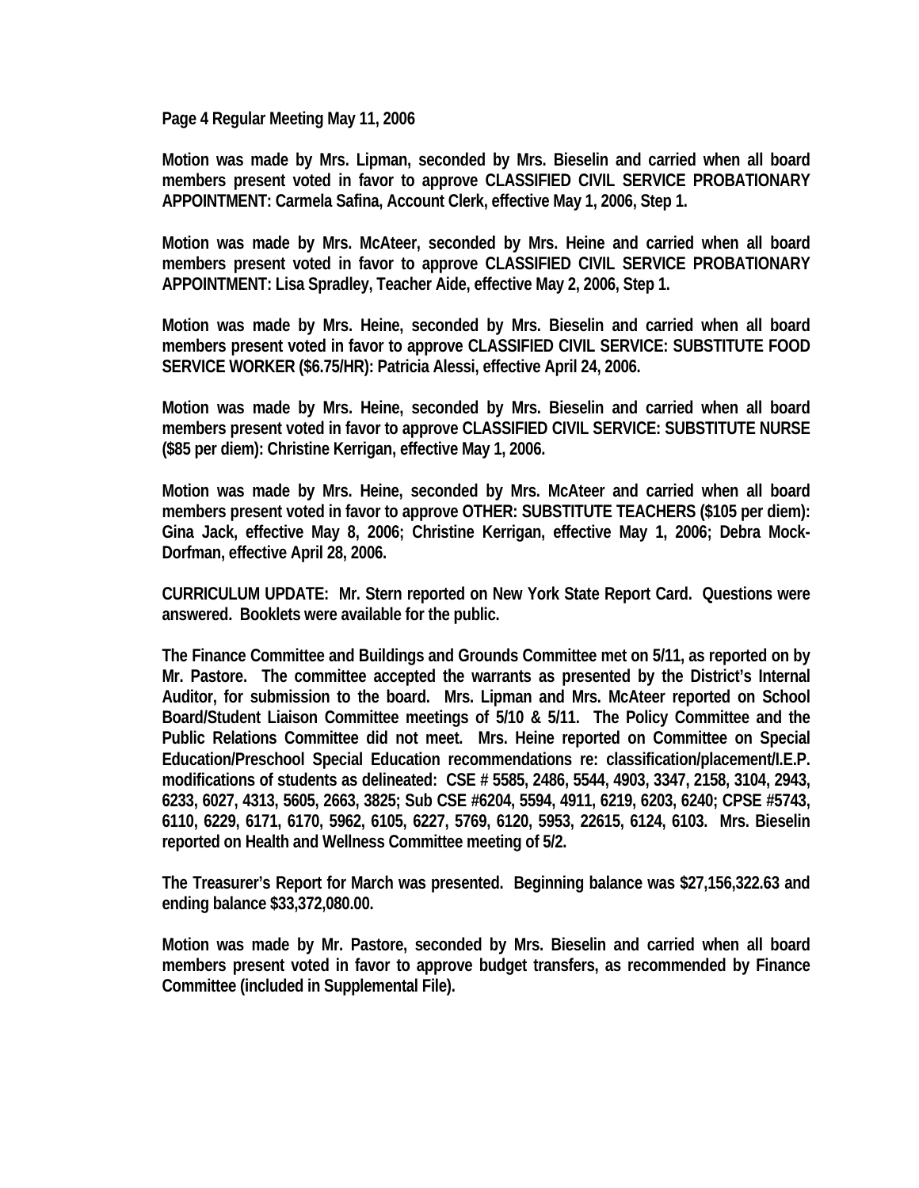**Motion was made by Mrs. Lipman, seconded by Mrs. Bieselin and carried when all board members present voted in favor to approve CLASSIFIED CIVIL SERVICE PROBATIONARY APPOINTMENT: Carmela Safina, Account Clerk, effective May 1, 2006, Step 1.**

**Motion was made by Mrs. McAteer, seconded by Mrs. Heine and carried when all board members present voted in favor to approve CLASSIFIED CIVIL SERVICE PROBATIONARY APPOINTMENT: Lisa Spradley, Teacher Aide, effective May 2, 2006, Step 1.**

**Motion was made by Mrs. Heine, seconded by Mrs. Bieselin and carried when all board members present voted in favor to approve CLASSIFIED CIVIL SERVICE: SUBSTITUTE FOOD SERVICE WORKER ($6.75/HR): Patricia Alessi, effective April 24, 2006.**

**Motion was made by Mrs. Heine, seconded by Mrs. Bieselin and carried when all board members present voted in favor to approve CLASSIFIED CIVIL SERVICE: SUBSTITUTE NURSE ($85 per diem): Christine Kerrigan, effective May 1, 2006.**

**Motion was made by Mrs. Heine, seconded by Mrs. McAteer and carried when all board members present voted in favor to approve OTHER: SUBSTITUTE TEACHERS ($105 per diem): Gina Jack, effective May 8, 2006; Christine Kerrigan, effective May 1, 2006; Debra Mock-Dorfman, effective April 28, 2006.**

**CURRICULUM UPDATE: Mr. Stern reported on New York State Report Card. Questions were answered. Booklets were available for the public.**

**The Finance Committee and Buildings and Grounds Committee met on 5/11, as reported on by Mr. Pastore. The committee accepted the warrants as presented by the District's Internal Auditor, for submission to the board. Mrs. Lipman and Mrs. McAteer reported on School Board/Student Liaison Committee meetings of 5/10 & 5/11. The Policy Committee and the Public Relations Committee did not meet. Mrs. Heine reported on Committee on Special Education/Preschool Special Education recommendations re: classification/placement/I.E.P. modifications of students as delineated: CSE # 5585, 2486, 5544, 4903, 3347, 2158, 3104, 2943, 6233, 6027, 4313, 5605, 2663, 3825; Sub CSE #6204, 5594, 4911, 6219, 6203, 6240; CPSE #5743, 6110, 6229, 6171, 6170, 5962, 6105, 6227, 5769, 6120, 5953, 22615, 6124, 6103. Mrs. Bieselin reported on Health and Wellness Committee meeting of 5/2.**

**The Treasurer's Report for March was presented. Beginning balance was $27,156,322.63 and ending balance $33,372,080.00.**

**Motion was made by Mr. Pastore, seconded by Mrs. Bieselin and carried when all board members present voted in favor to approve budget transfers, as recommended by Finance Committee (included in Supplemental File).**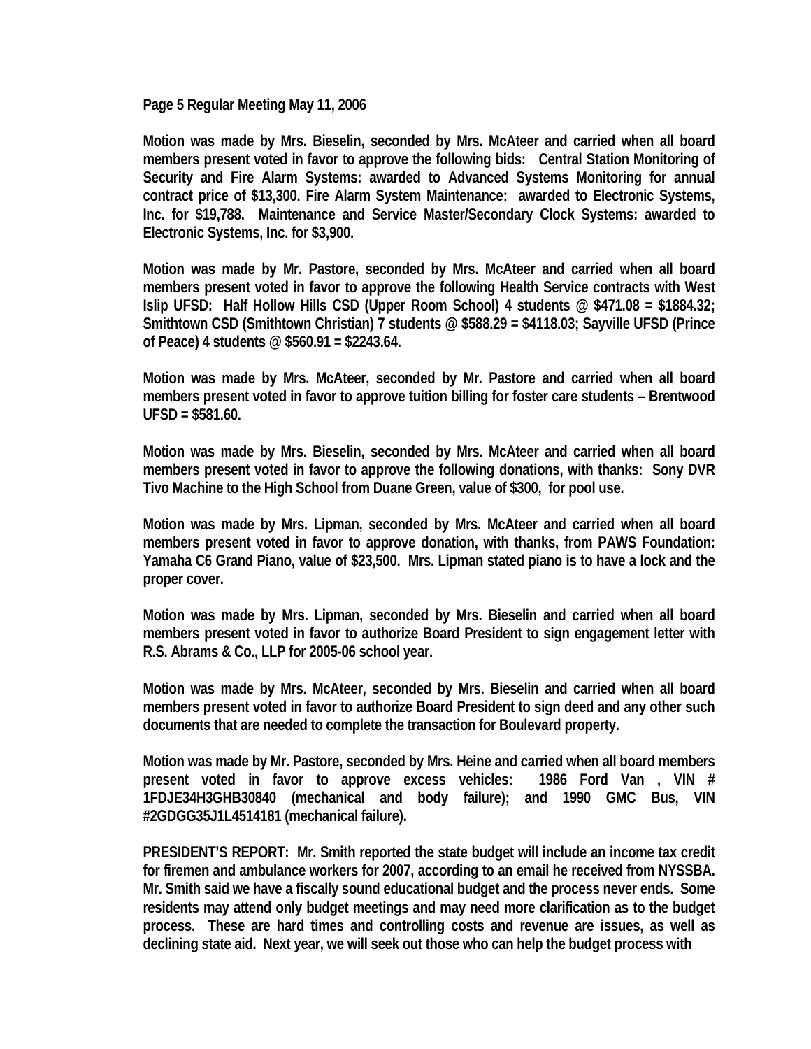**Page 5 Regular Meeting May 11, 2006**

**Motion was made by Mrs. Bieselin, seconded by Mrs. McAteer and carried when all board members present voted in favor to approve the following bids: Central Station Monitoring of Security and Fire Alarm Systems: awarded to Advanced Systems Monitoring for annual contract price of $13,300. Fire Alarm System Maintenance: awarded to Electronic Systems, Inc. for $19,788. Maintenance and Service Master/Secondary Clock Systems: awarded to Electronic Systems, Inc. for $3,900.**

**Motion was made by Mr. Pastore, seconded by Mrs. McAteer and carried when all board members present voted in favor to approve the following Health Service contracts with West Islip UFSD: Half Hollow Hills CSD (Upper Room School) 4 students @ $471.08 = $1884.32; Smithtown CSD (Smithtown Christian) 7 students @ $588.29 = $4118.03; Sayville UFSD (Prince of Peace) 4 students @ $560.91 = $2243.64.**

**Motion was made by Mrs. McAteer, seconded by Mr. Pastore and carried when all board members present voted in favor to approve tuition billing for foster care students – Brentwood UFSD = $581.60.**

**Motion was made by Mrs. Bieselin, seconded by Mrs. McAteer and carried when all board members present voted in favor to approve the following donations, with thanks: Sony DVR Tivo Machine to the High School from Duane Green, value of $300, for pool use.**

**Motion was made by Mrs. Lipman, seconded by Mrs. McAteer and carried when all board members present voted in favor to approve donation, with thanks, from PAWS Foundation: Yamaha C6 Grand Piano, value of $23,500. Mrs. Lipman stated piano is to have a lock and the proper cover.**

**Motion was made by Mrs. Lipman, seconded by Mrs. Bieselin and carried when all board members present voted in favor to authorize Board President to sign engagement letter with R.S. Abrams & Co., LLP for 2005-06 school year.**

**Motion was made by Mrs. McAteer, seconded by Mrs. Bieselin and carried when all board members present voted in favor to authorize Board President to sign deed and any other such documents that are needed to complete the transaction for Boulevard property.**

**Motion was made by Mr. Pastore, seconded by Mrs. Heine and carried when all board members present voted in favor to approve excess vehicles: 1986 Ford Van , VIN # 1FDJE34H3GHB30840 (mechanical and body failure); and 1990 GMC Bus, VIN #2GDGG35J1L4514181 (mechanical failure).**

**PRESIDENT'S REPORT: Mr. Smith reported the state budget will include an income tax credit for firemen and ambulance workers for 2007, according to an email he received from NYSSBA. Mr. Smith said we have a fiscally sound educational budget and the process never ends. Some residents may attend only budget meetings and may need more clarification as to the budget process. These are hard times and controlling costs and revenue are issues, as well as declining state aid. Next year, we will seek out those who can help the budget process with**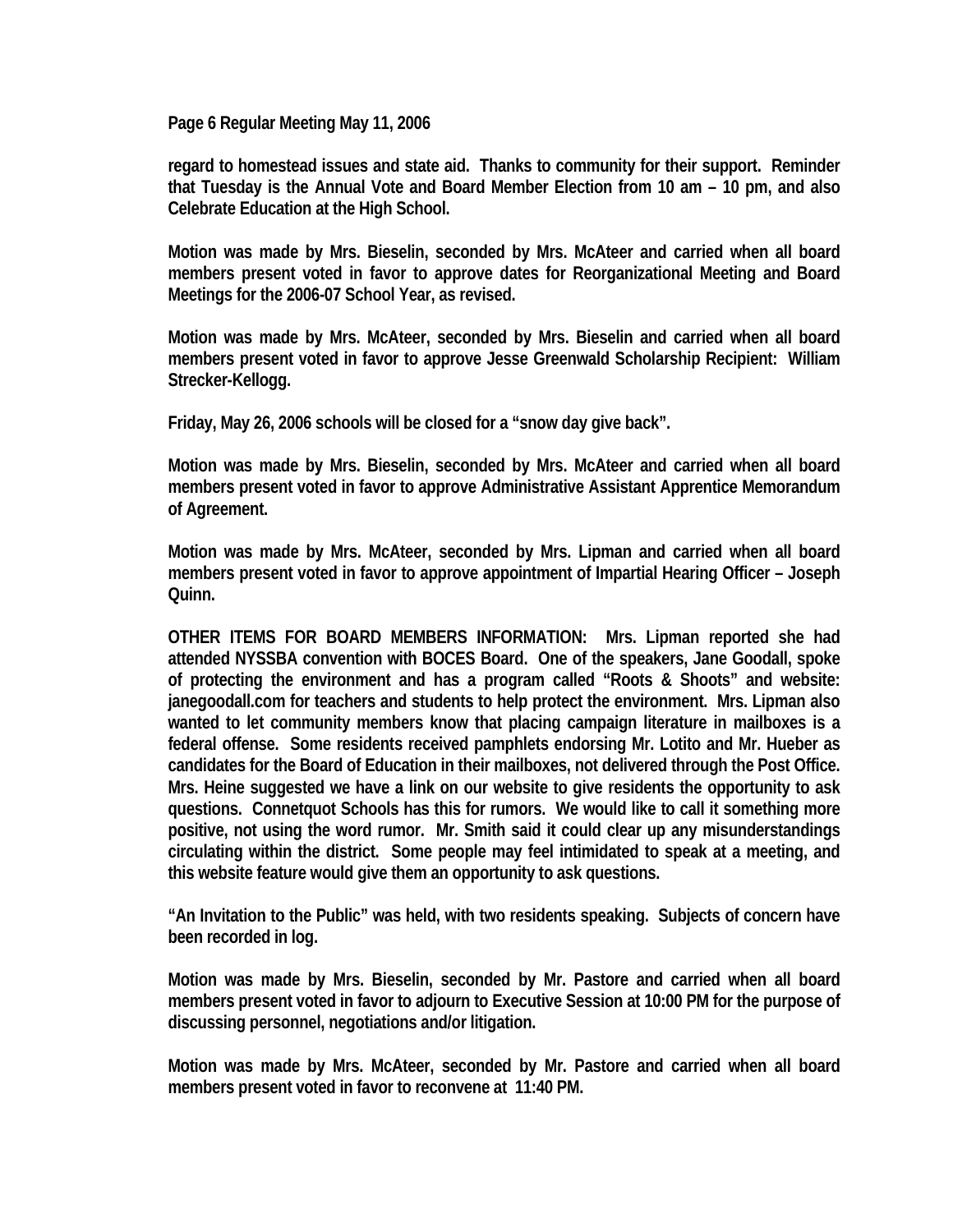regard to homestead issues and state aid. Thanks to community for their support. Reminder that Tuesday is the Annual Vote and Board Member Election from 10 am – 10 pm, and also Celebrate Education at the High School.

Motion was made by Mrs. Bieselin, seconded by Mrs. McAteer and carried when all board members present voted in favor to approve dates for Reorganizational Meeting and Board Meetings for the 2006-07 School Year, as revised.

Motion was made by Mrs. McAteer, seconded by Mrs. Bieselin and carried when all board members present voted in favor to approve Jesse Greenwald Scholarship Recipient: William Strecker-Kellogg.

Friday, May 26, 2006 schools will be closed for a "snow day give back".

Motion was made by Mrs. Bieselin, seconded by Mrs. McAteer and carried when all board members present voted in favor to approve Administrative Assistant Apprentice Memorandum of Agreement.

Motion was made by Mrs. McAteer, seconded by Mrs. Lipman and carried when all board members present voted in favor to approve appointment of Impartial Hearing Officer – Joseph Quinn.

OTHER ITEMS FOR BOARD MEMBERS INFORMATION: Mrs. Lipman reported she had attended NYSSBA convention with BOCES Board. One of the speakers, Jane Goodall, spoke of protecting the environment and has a program called "Roots & Shoots" and website: janegoodall.com for teachers and students to help protect the environment. Mrs. Lipman also wanted to let community members know that placing campaign literature in mailboxes is a federal offense. Some residents received pamphlets endorsing Mr. Lotito and Mr. Hueber as candidates for the Board of Education in their mailboxes, not delivered through the Post Office. Mrs. Heine suggested we have a link on our website to give residents the opportunity to ask questions. Connetquot Schools has this for rumors. We would like to call it something more positive, not using the word rumor. Mr. Smith said it could clear up any misunderstandings circulating within the district. Some people may feel intimidated to speak at a meeting, and this website feature would give them an opportunity to ask questions.

"An Invitation to the Public" was held, with two residents speaking. Subjects of concern have been recorded in log.

Motion was made by Mrs. Bieselin, seconded by Mr. Pastore and carried when all board members present voted in favor to adjourn to Executive Session at 10:00 PM for the purpose of discussing personnel, negotiations and/or litigation.

Motion was made by Mrs. McAteer, seconded by Mr. Pastore and carried when all board members present voted in favor to reconvene at 11:40 PM.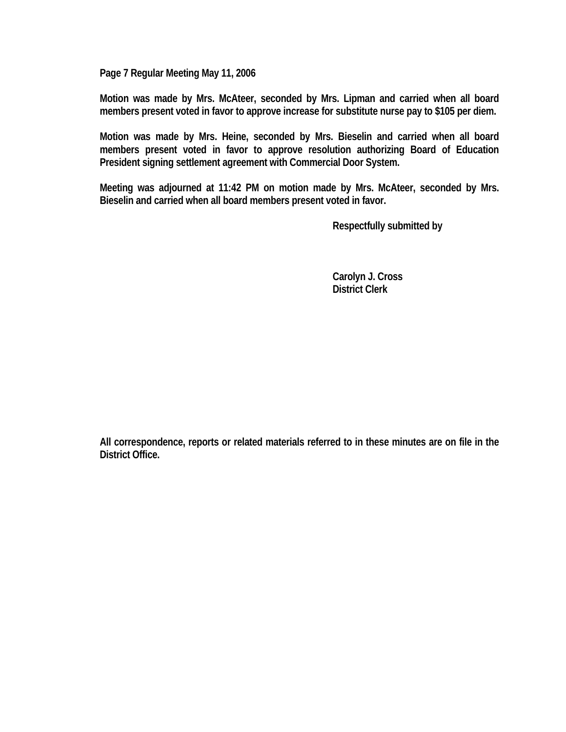**Page 7 Regular Meeting May 11, 2006**

**Motion was made by Mrs. McAteer, seconded by Mrs. Lipman and carried when all board members present voted in favor to approve increase for substitute nurse pay to $105 per diem.**

**Motion was made by Mrs. Heine, seconded by Mrs. Bieselin and carried when all board members present voted in favor to approve resolution authorizing Board of Education President signing settlement agreement with Commercial Door System.**

**Meeting was adjourned at 11:42 PM on motion made by Mrs. McAteer, seconded by Mrs. Bieselin and carried when all board members present voted in favor.**

**Respectfully submitted by**

**Carolyn J. Cross**
**District Clerk**

**All correspondence, reports or related materials referred to in these minutes are on file in the District Office.**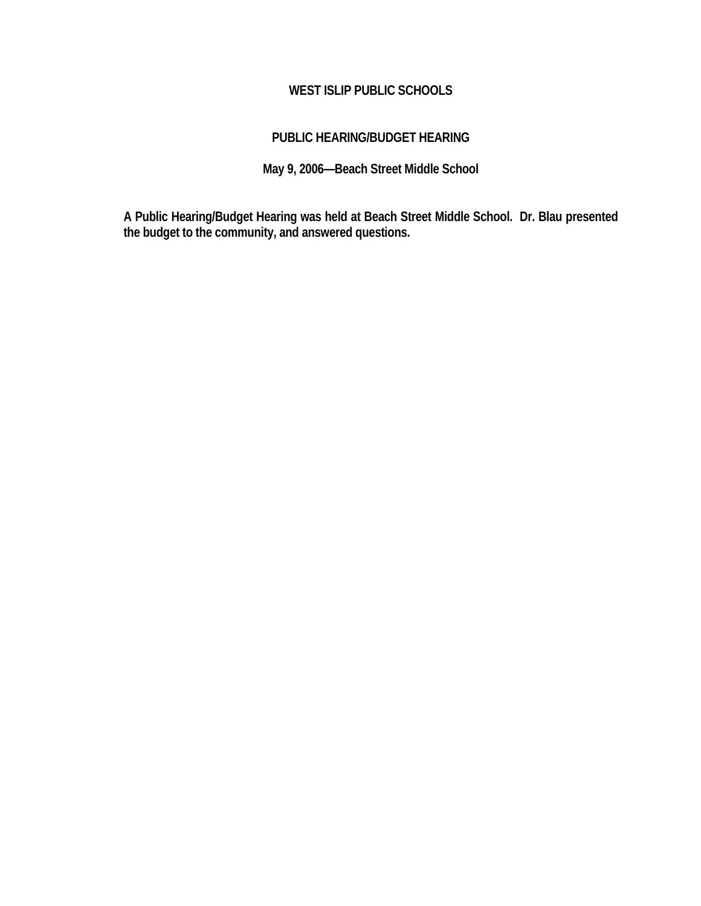# WEST ISLIP PUBLIC SCHOOLS

## PUBLIC HEARING/BUDGET HEARING

### May 9, 2006—Beach Street Middle School

**A Public Hearing/Budget Hearing was held at Beach Street Middle School. Dr. Blau presented the budget to the community, and answered questions.**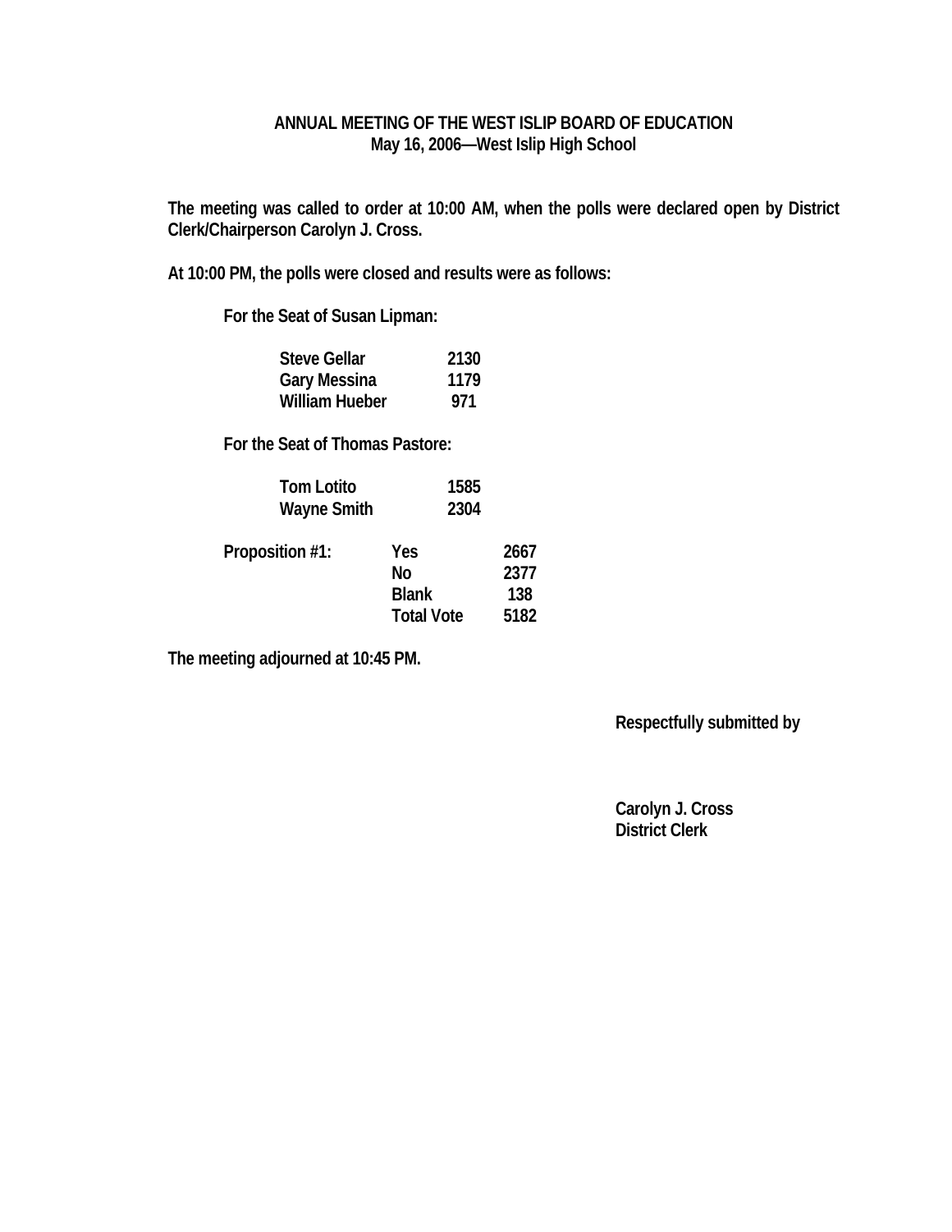# ANNUAL MEETING OF THE WEST ISLIP BOARD OF EDUCATION
## May 16, 2006—West Islip High School

The meeting was called to order at 10:00 AM, when the polls were declared open by District Clerk/Chairperson Carolyn J. Cross.

At 10:00 PM, the polls were closed and results were as follows:

For the Seat of Susan Lipman:

| Candidate | Votes |
| --- | --- |
| Steve Gellar | 2130 |
| Gary Messina | 1179 |
| William Hueber | 971 |

For the Seat of Thomas Pastore:

| Candidate | Votes |
| --- | --- |
| Tom Lotito | 1585 |
| Wayne Smith | 2304 |

| Proposition #1: | | |
| --- | --- | --- |
| | Yes | 2667 |
| | No | 2377 |
| | Blank | 138 |
| | Total Vote | 5182 |

The meeting adjourned at 10:45 PM.

Respectfully submitted by

Carolyn J. Cross
District Clerk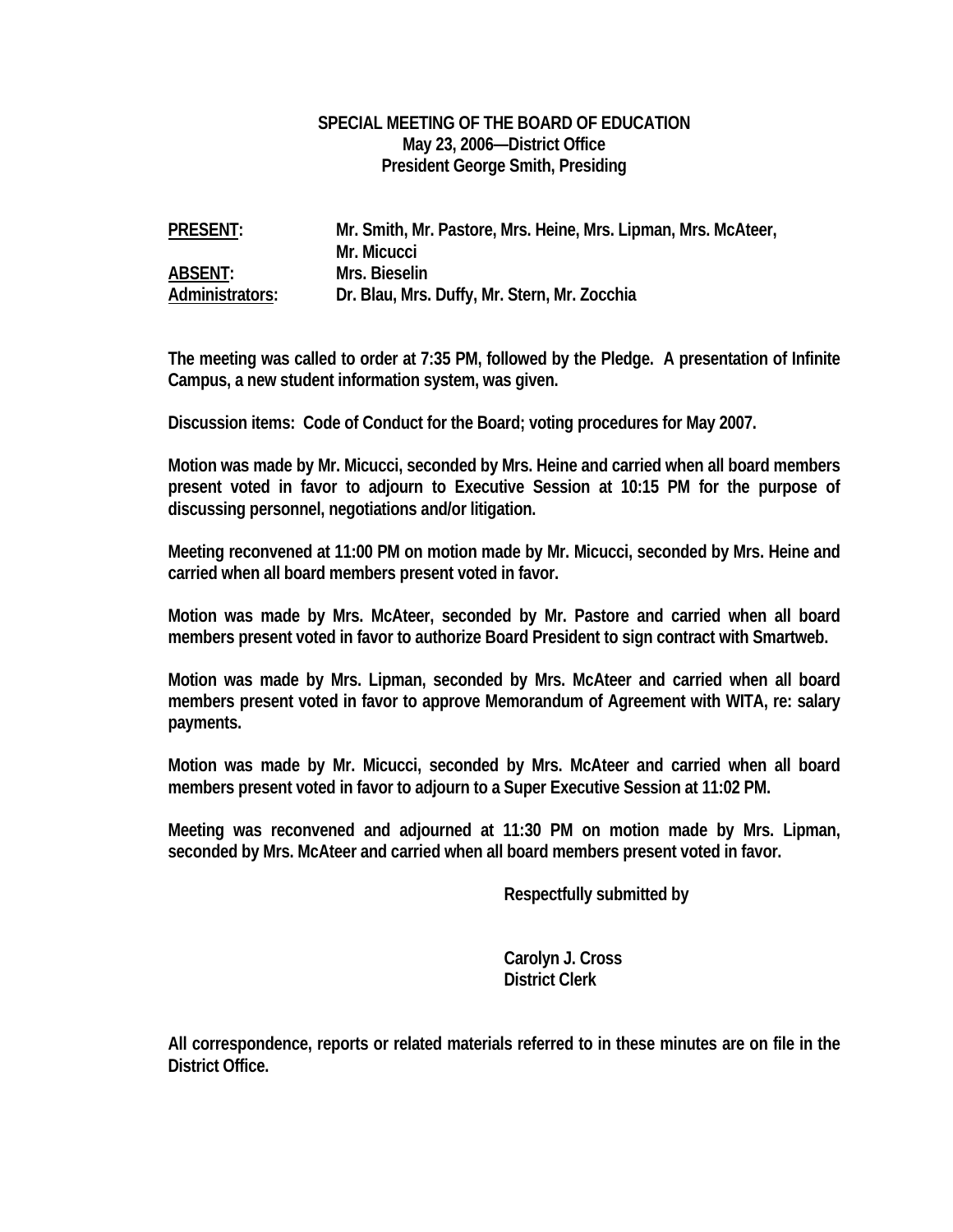**SPECIAL MEETING OF THE BOARD OF EDUCATION**
**May 23, 2006—District Office**
**President George Smith, Presiding**

| | |
|---|---|
| **PRESENT:** | **Mr. Smith, Mr. Pastore, Mrs. Heine, Mrs. Lipman, Mrs. McAteer, Mr. Micucci** |
| **ABSENT:** | **Mrs. Bieselin** |
| **Administrators:** | **Dr. Blau, Mrs. Duffy, Mr. Stern, Mr. Zocchia** |

**The meeting was called to order at 7:35 PM, followed by the Pledge. A presentation of Infinite Campus, a new student information system, was given.**

**Discussion items: Code of Conduct for the Board; voting procedures for May 2007.**

**Motion was made by Mr. Micucci, seconded by Mrs. Heine and carried when all board members present voted in favor to adjourn to Executive Session at 10:15 PM for the purpose of discussing personnel, negotiations and/or litigation.**

**Meeting reconvened at 11:00 PM on motion made by Mr. Micucci, seconded by Mrs. Heine and carried when all board members present voted in favor.**

**Motion was made by Mrs. McAteer, seconded by Mr. Pastore and carried when all board members present voted in favor to authorize Board President to sign contract with Smartweb.**

**Motion was made by Mrs. Lipman, seconded by Mrs. McAteer and carried when all board members present voted in favor to approve Memorandum of Agreement with WITA, re: salary payments.**

**Motion was made by Mr. Micucci, seconded by Mrs. McAteer and carried when all board members present voted in favor to adjourn to a Super Executive Session at 11:02 PM.**

**Meeting was reconvened and adjourned at 11:30 PM on motion made by Mrs. Lipman, seconded by Mrs. McAteer and carried when all board members present voted in favor.**

**Respectfully submitted by**

**Carolyn J. Cross**
**District Clerk**

**All correspondence, reports or related materials referred to in these minutes are on file in the District Office.**